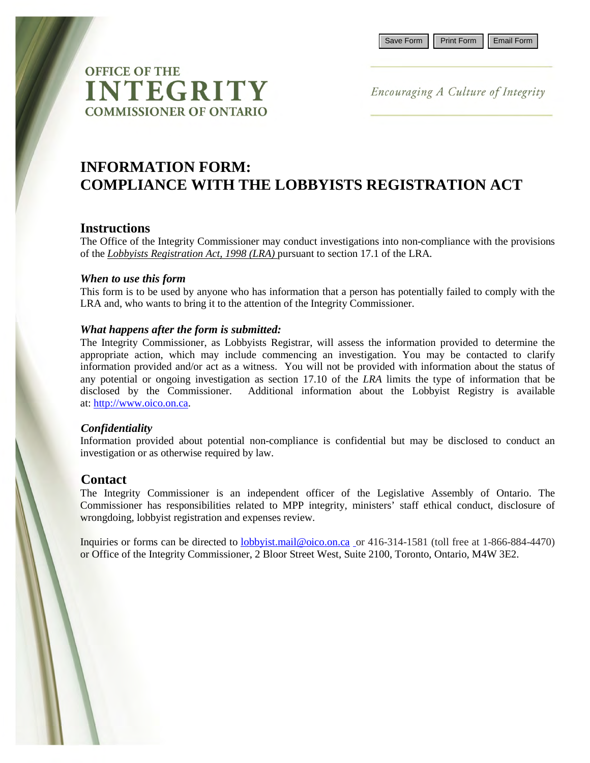Save Form Print Form Email Form

OFFICE OF THE
INTEGRITY
COMMISSIONER OF ONTARIO

*Encouraging A Culture of Integrity*

# INFORMATION FORM: COMPLIANCE WITH THE LOBBYISTS REGISTRATION ACT

## Instructions

The Office of the Integrity Commissioner may conduct investigations into non-compliance with the provisions of the *Lobbyists Registration Act, 1998 (LRA)* pursuant to section 17.1 of the LRA.

### *When to use this form*

This form is to be used by anyone who has information that a person has potentially failed to comply with the LRA and, who wants to bring it to the attention of the Integrity Commissioner.

### *What happens after the form is submitted:*

The Integrity Commissioner, as Lobbyists Registrar, will assess the information provided to determine the appropriate action, which may include commencing an investigation. You may be contacted to clarify information provided and/or act as a witness. You will not be provided with information about the status of any potential or ongoing investigation as section 17.10 of the *LRA* limits the type of information that be disclosed by the Commissioner. Additional information about the Lobbyist Registry is available at: http://www.oico.on.ca.

### *Confidentiality*

Information provided about potential non-compliance is confidential but may be disclosed to conduct an investigation or as otherwise required by law.

## Contact

The Integrity Commissioner is an independent officer of the Legislative Assembly of Ontario. The Commissioner has responsibilities related to MPP integrity, ministers' staff ethical conduct, disclosure of wrongdoing, lobbyist registration and expenses review.

Inquiries or forms can be directed to lobbyist.mail@oico.on.ca or 416-314-1581 (toll free at 1-866-884-4470) or Office of the Integrity Commissioner, 2 Bloor Street West, Suite 2100, Toronto, Ontario, M4W 3E2.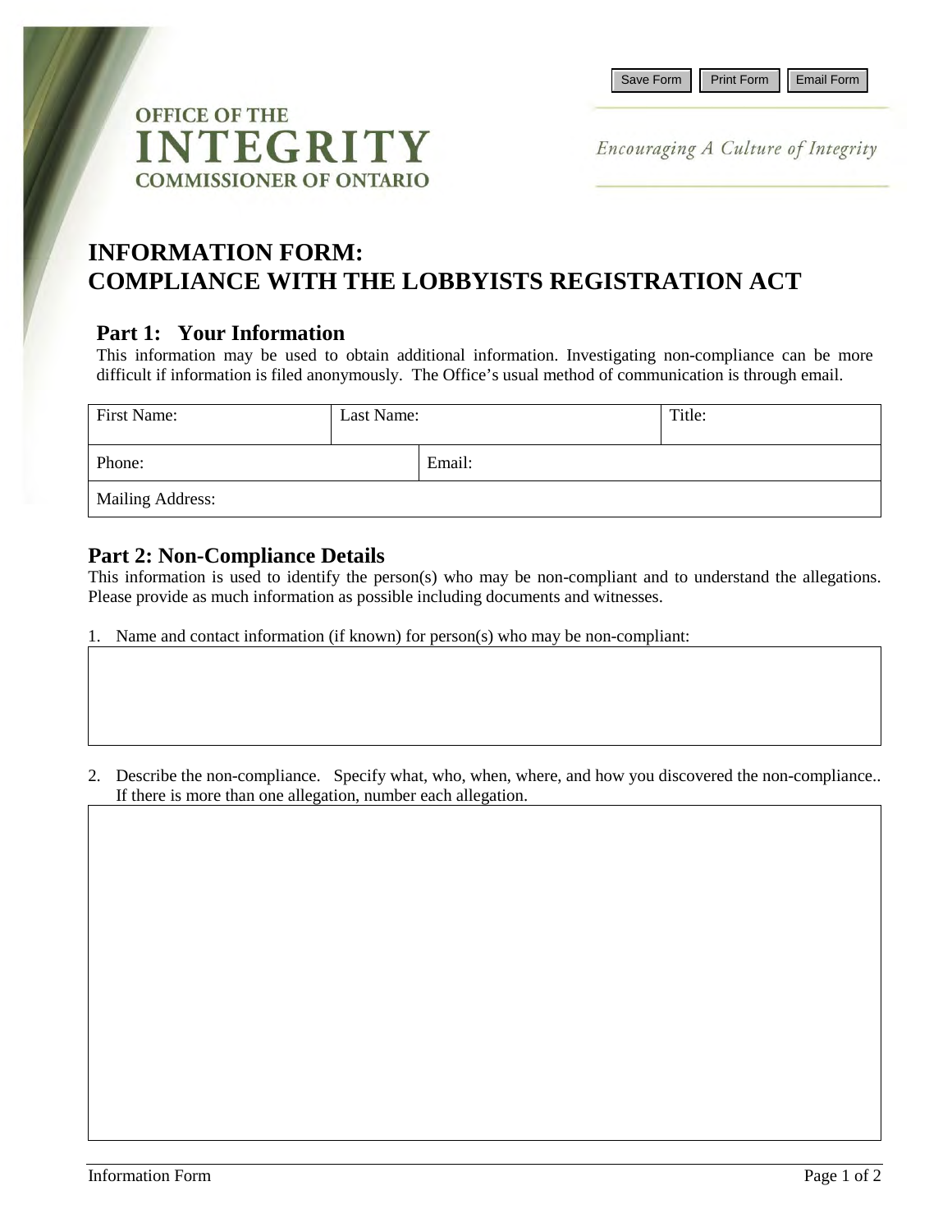OFFICE OF THE
**INTEGRITY**
COMMISSIONER OF ONTARIO

*Encouraging A Culture of Integrity*

# INFORMATION FORM: COMPLIANCE WITH THE LOBBYISTS REGISTRATION ACT

## Part 1: Your Information

This information may be used to obtain additional information. Investigating non-compliance can be more difficult if information is filed anonymously. The Office's usual method of communication is through email.

| First Name: | Last Name: | Title: |
|---|---|---|
| Phone: | Email: | |
| Mailing Address: | | |

## Part 2: Non-Compliance Details

This information is used to identify the person(s) who may be non-compliant and to understand the allegations. Please provide as much information as possible including documents and witnesses.

1. Name and contact information (if known) for person(s) who may be non-compliant:

2. Describe the non-compliance. Specify what, who, when, where, and how you discovered the non-compliance.. If there is more than one allegation, number each allegation.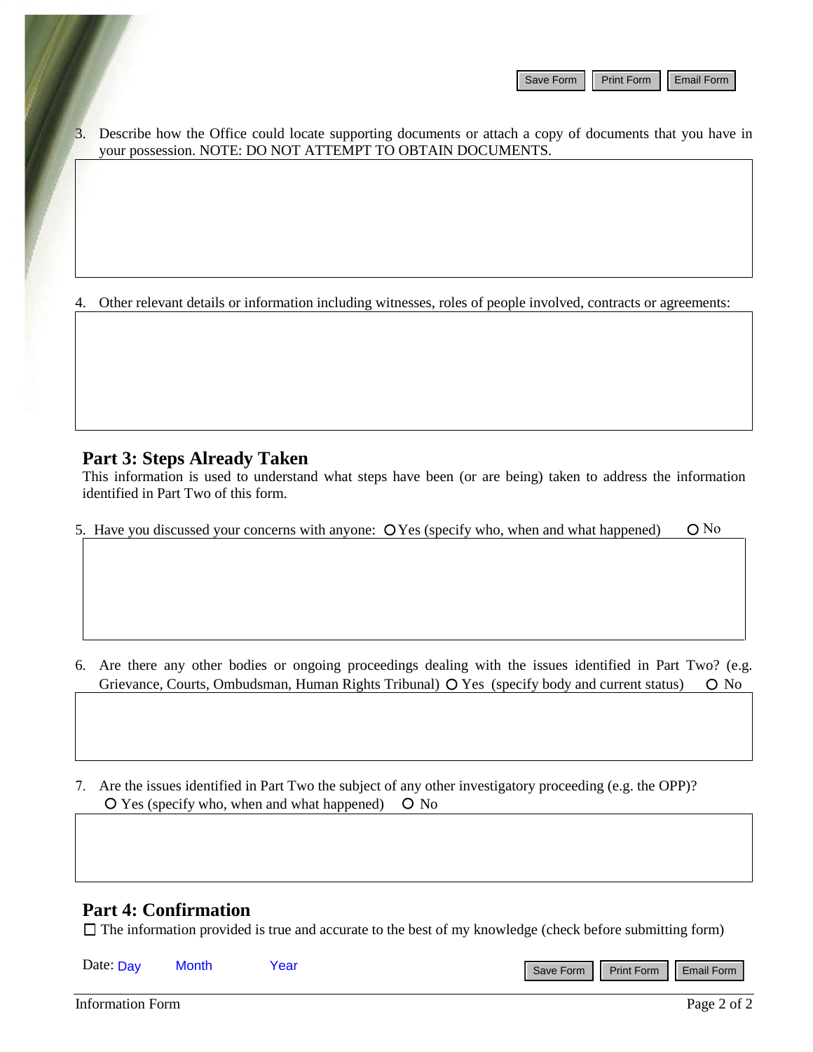Save Form | Print Form | Email Form

3. Describe how the Office could locate supporting documents or attach a copy of documents that you have in your possession. NOTE: DO NOT ATTEMPT TO OBTAIN DOCUMENTS.

4. Other relevant details or information including witnesses, roles of people involved, contracts or agreements:

## Part 3: Steps Already Taken

This information is used to understand what steps have been (or are being) taken to address the information identified in Part Two of this form.

5. Have you discussed your concerns with anyone: ○ Yes (specify who, when and what happened) ○ No

6. Are there any other bodies or ongoing proceedings dealing with the issues identified in Part Two? (e.g. Grievance, Courts, Ombudsman, Human Rights Tribunal) ○ Yes (specify body and current status) ○ No

7. Are the issues identified in Part Two the subject of any other investigatory proceeding (e.g. the OPP)?
   ○ Yes (specify who, when and what happened) ○ No

## Part 4: Confirmation

☐ The information provided is true and accurate to the best of my knowledge (check before submitting form)

Date: Day Month Year

Save Form | Print Form | Email Form